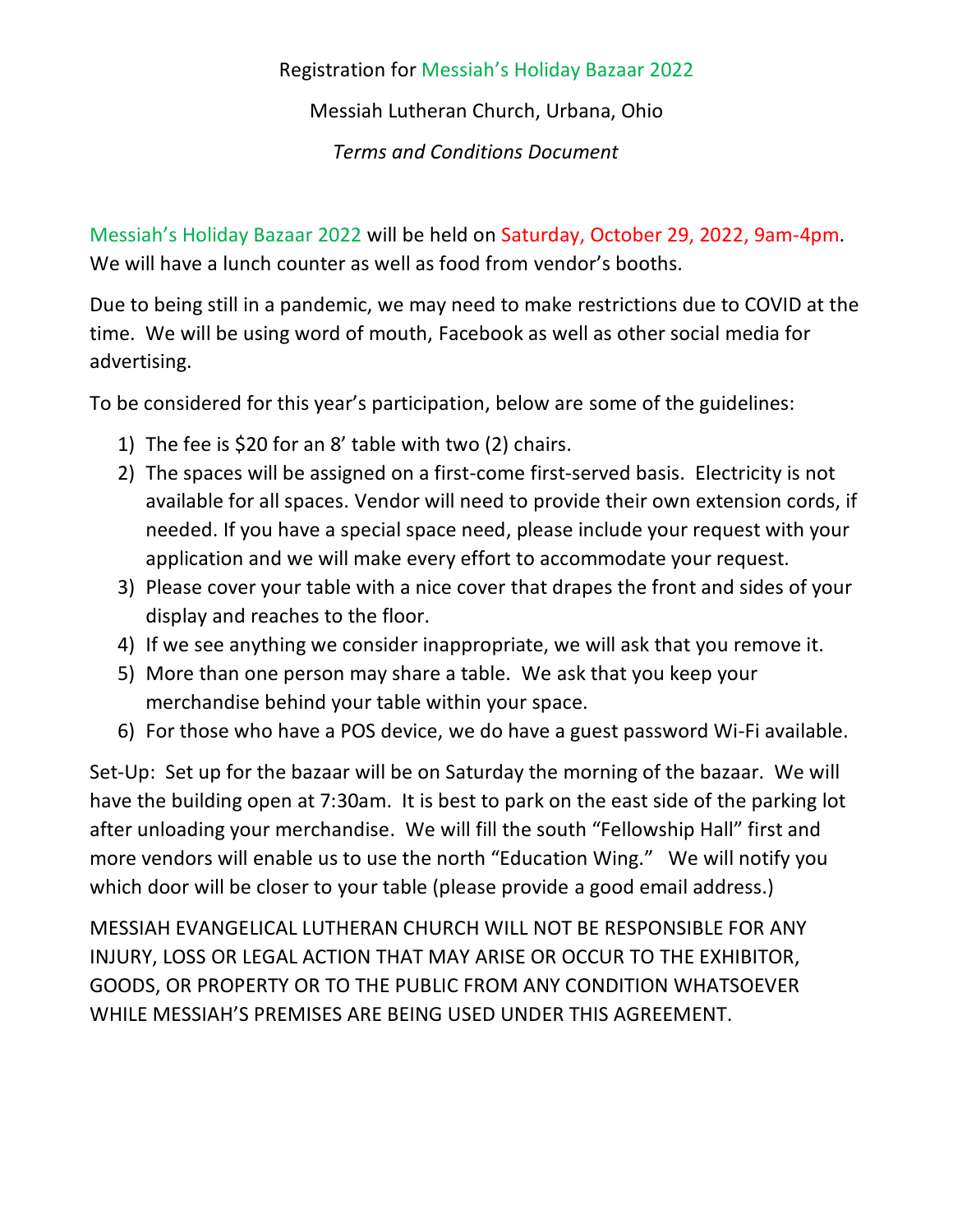Registration for Messiah's Holiday Bazaar 2022

Messiah Lutheran Church, Urbana, Ohio

*Terms and Conditions Document*

Messiah's Holiday Bazaar 2022 will be held on Saturday, October 29, 2022, 9am-4pm. We will have a lunch counter as well as food from vendor's booths.

Due to being still in a pandemic, we may need to make restrictions due to COVID at the time. We will be using word of mouth, Facebook as well as other social media for advertising.

To be considered for this year's participation, below are some of the guidelines:

1) The fee is $20 for an 8' table with two (2) chairs.
2) The spaces will be assigned on a first-come first-served basis. Electricity is not available for all spaces. Vendor will need to provide their own extension cords, if needed. If you have a special space need, please include your request with your application and we will make every effort to accommodate your request.
3) Please cover your table with a nice cover that drapes the front and sides of your display and reaches to the floor.
4) If we see anything we consider inappropriate, we will ask that you remove it.
5) More than one person may share a table. We ask that you keep your merchandise behind your table within your space.
6) For those who have a POS device, we do have a guest password Wi-Fi available.

Set-Up: Set up for the bazaar will be on Saturday the morning of the bazaar. We will have the building open at 7:30am. It is best to park on the east side of the parking lot after unloading your merchandise. We will fill the south "Fellowship Hall" first and more vendors will enable us to use the north "Education Wing." We will notify you which door will be closer to your table (please provide a good email address.)

MESSIAH EVANGELICAL LUTHERAN CHURCH WILL NOT BE RESPONSIBLE FOR ANY INJURY, LOSS OR LEGAL ACTION THAT MAY ARISE OR OCCUR TO THE EXHIBITOR, GOODS, OR PROPERTY OR TO THE PUBLIC FROM ANY CONDITION WHATSOEVER WHILE MESSIAH'S PREMISES ARE BEING USED UNDER THIS AGREEMENT.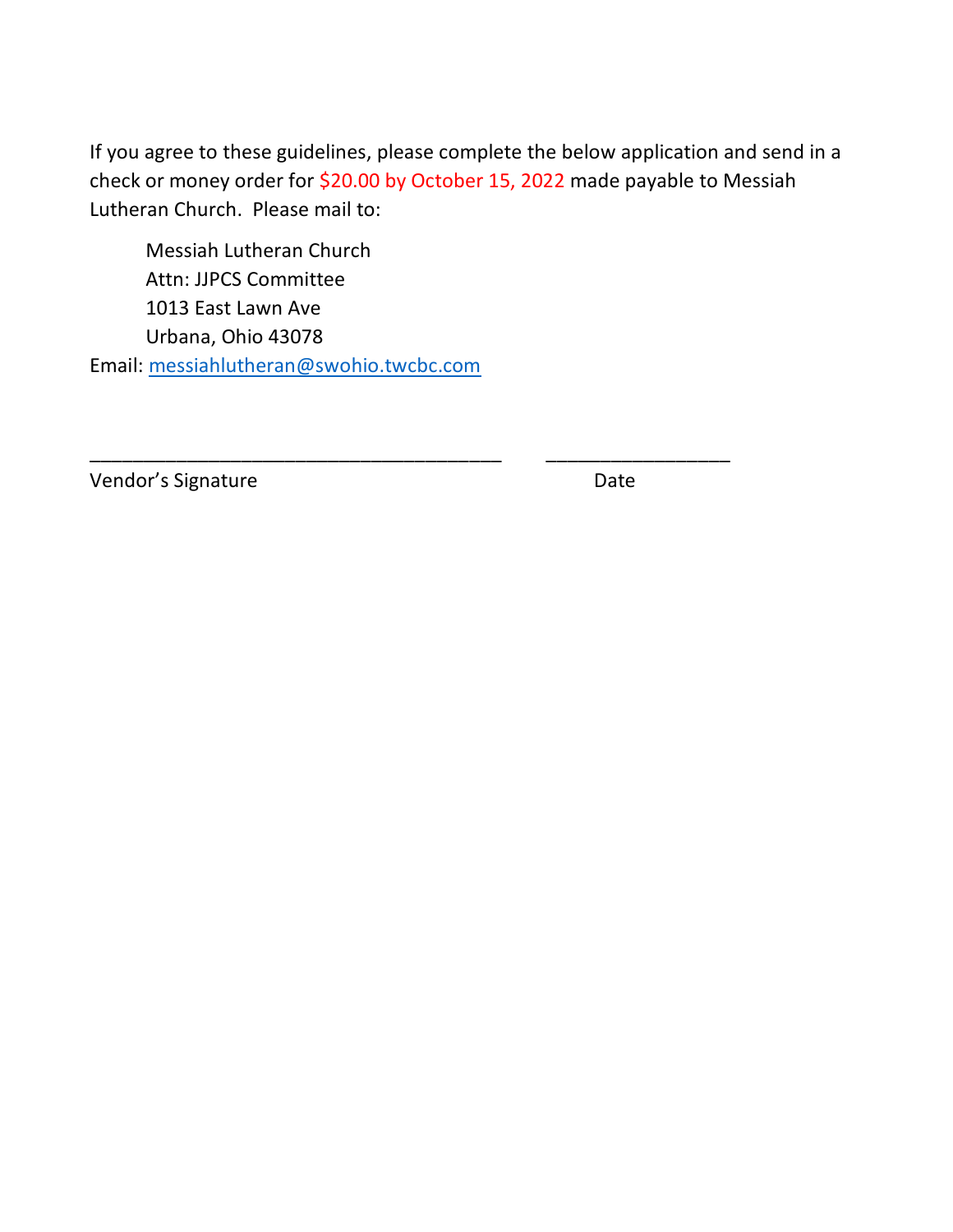If you agree to these guidelines, please complete the below application and send in a check or money order for $20.00 by October 15, 2022 made payable to Messiah Lutheran Church. Please mail to:

Messiah Lutheran Church
Attn: JJPCS Committee
1013 East Lawn Ave
Urbana, Ohio 43078

Email: messiahlutheran@swohio.twcbc.com

_______________________________________ _________________
Vendor's Signature Date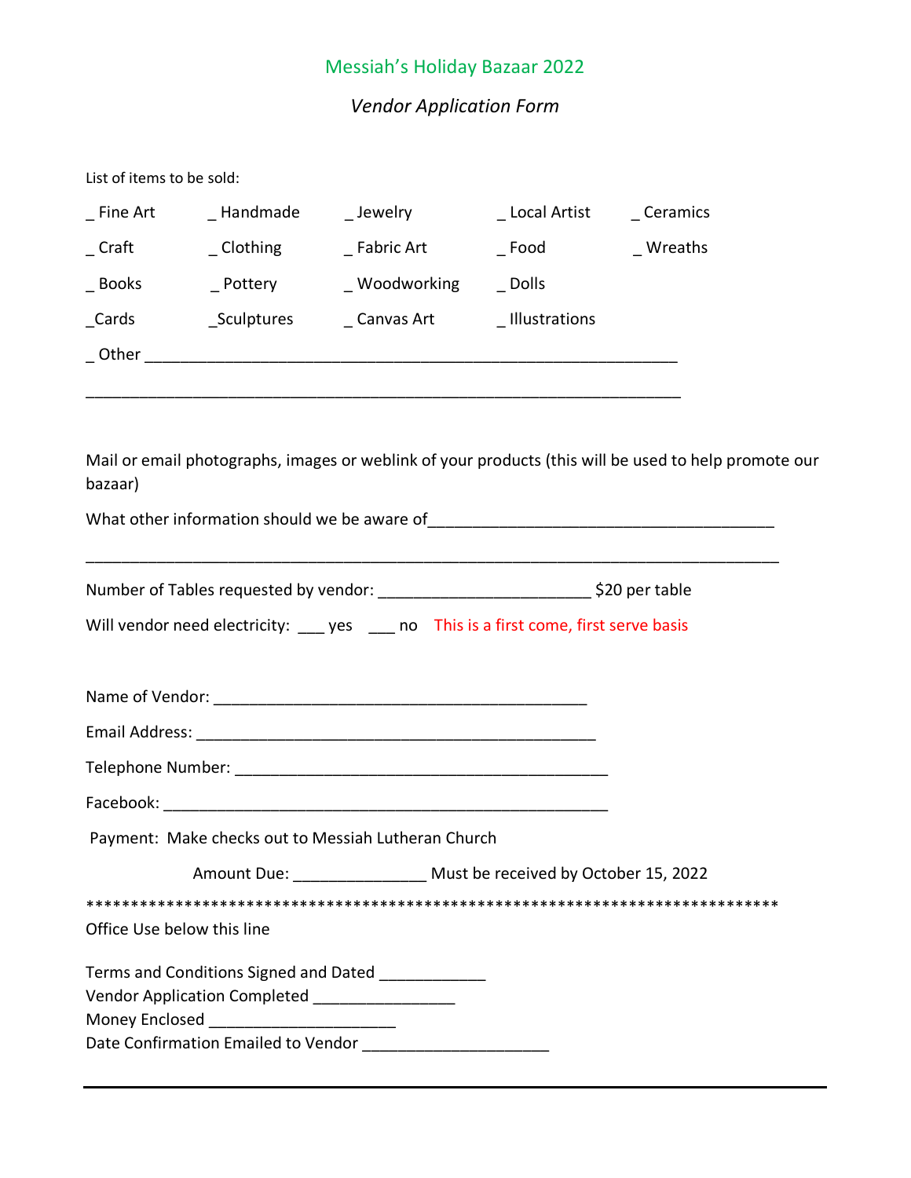Messiah's Holiday Bazaar 2022

*Vendor Application Form*

List of items to be sold:

| | | | | |
|---|---|---|---|---|
| _ Fine Art | _ Handmade | _ Jewelry | _ Local Artist | _ Ceramics |
| _ Craft | _ Clothing | _ Fabric Art | _ Food | _ Wreaths |
| _ Books | _ Pottery | _ Woodworking | _ Dolls | |
| _Cards | _Sculptures | _ Canvas Art | _ Illustrations | |

_ Other _______________________________________________________________

_______________________________________________________________________

Mail or email photographs, images or weblink of your products (this will be used to help promote our bazaar)

What other information should we be aware of______________________________________

___________________________________________________________________________

Number of Tables requested by vendor: _______________________ $20 per table

Will vendor need electricity: ___ yes ___ no This is a first come, first serve basis

Name of Vendor: __________________________________________

Email Address: ______________________________________________

Telephone Number: __________________________________________

Facebook: __________________________________________________

Payment: Make checks out to Messiah Lutheran Church

Amount Due: ______________ Must be received by October 15, 2022

*******************************************************************************

Office Use below this line

Terms and Conditions Signed and Dated ____________
Vendor Application Completed ________________
Money Enclosed _____________________
Date Confirmation Emailed to Vendor _____________________